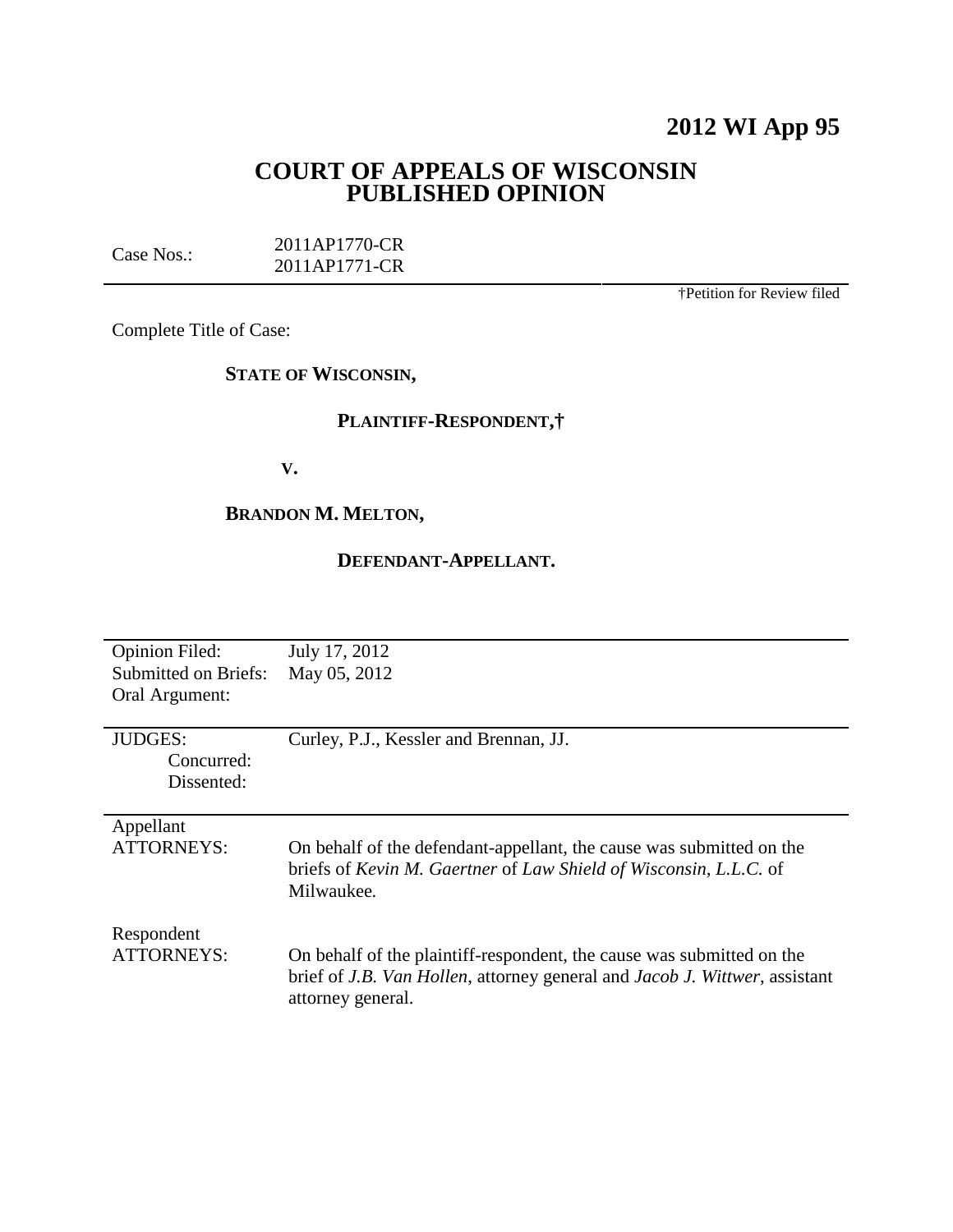# 2012 WI App 95

## COURT OF APPEALS OF WISCONSIN PUBLISHED OPINION

| Case Nos.: | 2011AP1770-CR 2011AP1771-CR |
|---|---|

†Petition for Review filed

Complete Title of Case:

**STATE OF WISCONSIN,**

**PLAINTIFF-RESPONDENT,†**

**V.**

**BRANDON M. MELTON,**

**DEFENDANT-APPELLANT.**

| | |
|---|---|
| Opinion Filed: | July 17, 2012 |
| Submitted on Briefs: | May 05, 2012 |
| Oral Argument: | |
| JUDGES: | Curley, P.J., Kessler and Brennan, JJ. |
| Concurred: | |
| Dissented: | |
| Appellant ATTORNEYS: | On behalf of the defendant-appellant, the cause was submitted on the briefs of *Kevin M. Gaertner* of *Law Shield of Wisconsin, L.L.C.* of Milwaukee. |
| Respondent ATTORNEYS: | On behalf of the plaintiff-respondent, the cause was submitted on the brief of *J.B. Van Hollen*, attorney general and *Jacob J. Wittwer*, assistant attorney general. |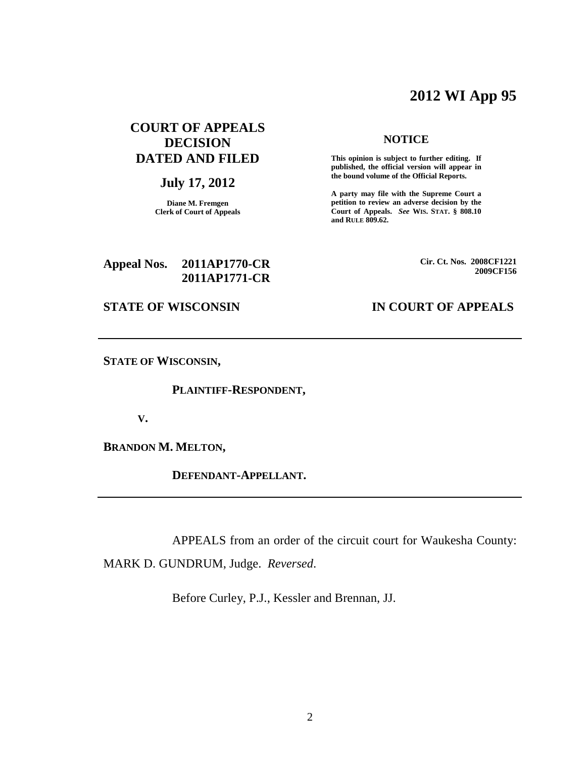# 2012 WI App 95

**COURT OF APPEALS DECISION DATED AND FILED**

**July 17, 2012**

**Diane M. Fremgen**
**Clerk of Court of Appeals**

**NOTICE**

**This opinion is subject to further editing. If published, the official version will appear in the bound volume of the Official Reports.**

**A party may file with the Supreme Court a petition to review an adverse decision by the Court of Appeals. *See* WIS. STAT. § 808.10 and RULE 809.62.**

**Appeal Nos. 2011AP1770-CR**
**2011AP1771-CR**

**Cir. Ct. Nos. 2008CF1221**
**2009CF156**

**STATE OF WISCONSIN** **IN COURT OF APPEALS**

---

**STATE OF WISCONSIN,**

**PLAINTIFF-RESPONDENT,**

**V.**

**BRANDON M. MELTON,**

**DEFENDANT-APPELLANT.**

---

APPEALS from an order of the circuit court for Waukesha County: MARK D. GUNDRUM, Judge. *Reversed*.

Before Curley, P.J., Kessler and Brennan, JJ.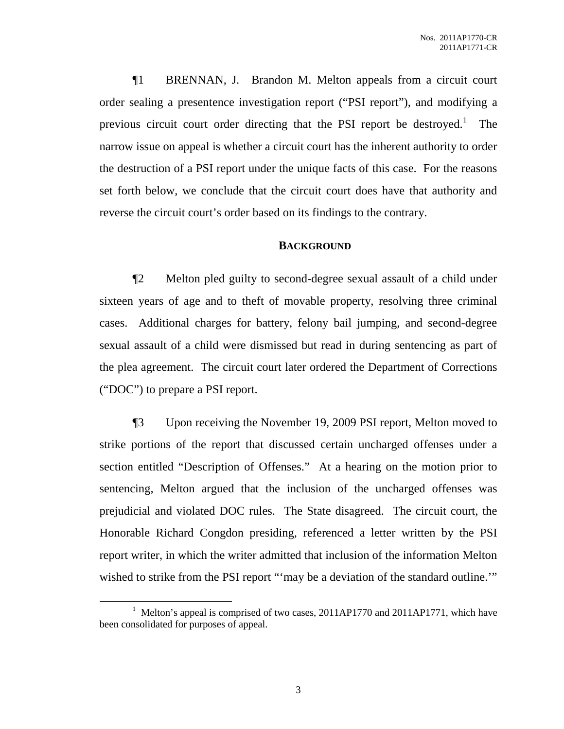¶1 BRENNAN, J. Brandon M. Melton appeals from a circuit court order sealing a presentence investigation report ("PSI report"), and modifying a previous circuit court order directing that the PSI report be destroyed.[1] The narrow issue on appeal is whether a circuit court has the inherent authority to order the destruction of a PSI report under the unique facts of this case. For the reasons set forth below, we conclude that the circuit court does have that authority and reverse the circuit court's order based on its findings to the contrary.

## BACKGROUND

¶2 Melton pled guilty to second-degree sexual assault of a child under sixteen years of age and to theft of movable property, resolving three criminal cases. Additional charges for battery, felony bail jumping, and second-degree sexual assault of a child were dismissed but read in during sentencing as part of the plea agreement. The circuit court later ordered the Department of Corrections ("DOC") to prepare a PSI report.

¶3 Upon receiving the November 19, 2009 PSI report, Melton moved to strike portions of the report that discussed certain uncharged offenses under a section entitled "Description of Offenses." At a hearing on the motion prior to sentencing, Melton argued that the inclusion of the uncharged offenses was prejudicial and violated DOC rules. The State disagreed. The circuit court, the Honorable Richard Congdon presiding, referenced a letter written by the PSI report writer, in which the writer admitted that inclusion of the information Melton wished to strike from the PSI report "'may be a deviation of the standard outline.'"

[1] Melton's appeal is comprised of two cases, 2011AP1770 and 2011AP1771, which have been consolidated for purposes of appeal.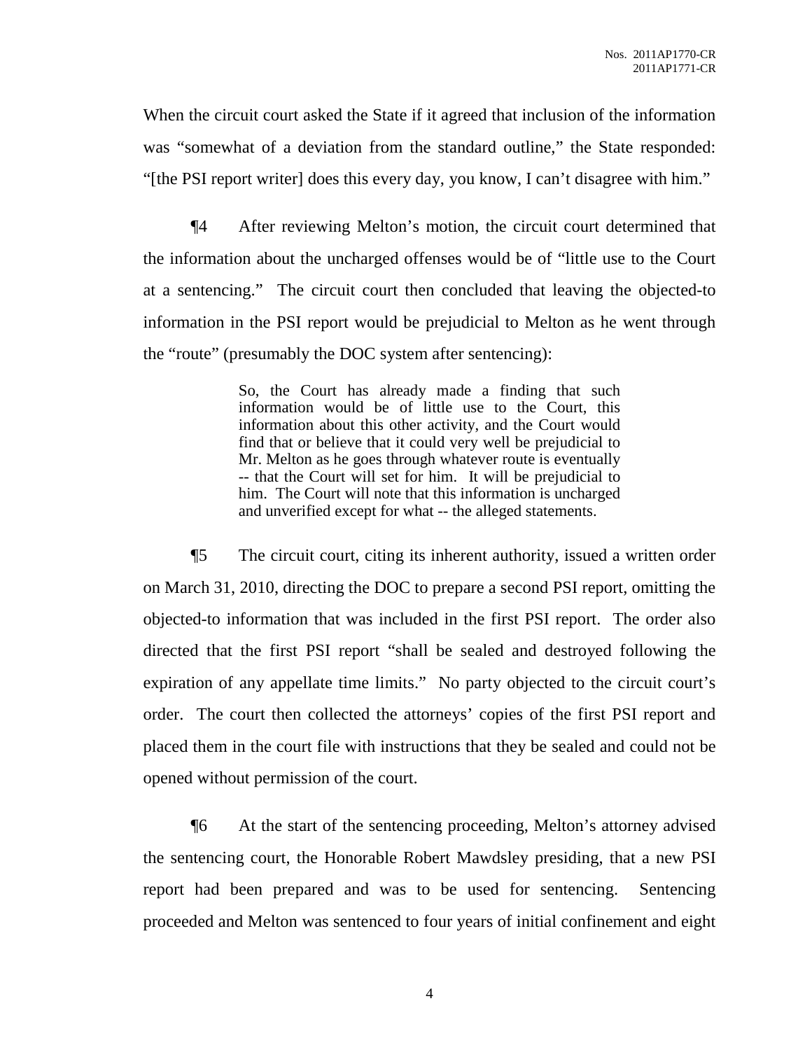When the circuit court asked the State if it agreed that inclusion of the information was "somewhat of a deviation from the standard outline," the State responded: "[the PSI report writer] does this every day, you know, I can't disagree with him."

¶4 After reviewing Melton's motion, the circuit court determined that the information about the uncharged offenses would be of "little use to the Court at a sentencing." The circuit court then concluded that leaving the objected-to information in the PSI report would be prejudicial to Melton as he went through the "route" (presumably the DOC system after sentencing):

> So, the Court has already made a finding that such information would be of little use to the Court, this information about this other activity, and the Court would find that or believe that it could very well be prejudicial to Mr. Melton as he goes through whatever route is eventually -- that the Court will set for him. It will be prejudicial to him. The Court will note that this information is uncharged and unverified except for what -- the alleged statements.

¶5 The circuit court, citing its inherent authority, issued a written order on March 31, 2010, directing the DOC to prepare a second PSI report, omitting the objected-to information that was included in the first PSI report. The order also directed that the first PSI report "shall be sealed and destroyed following the expiration of any appellate time limits." No party objected to the circuit court's order. The court then collected the attorneys' copies of the first PSI report and placed them in the court file with instructions that they be sealed and could not be opened without permission of the court.

¶6 At the start of the sentencing proceeding, Melton's attorney advised the sentencing court, the Honorable Robert Mawdsley presiding, that a new PSI report had been prepared and was to be used for sentencing. Sentencing proceeded and Melton was sentenced to four years of initial confinement and eight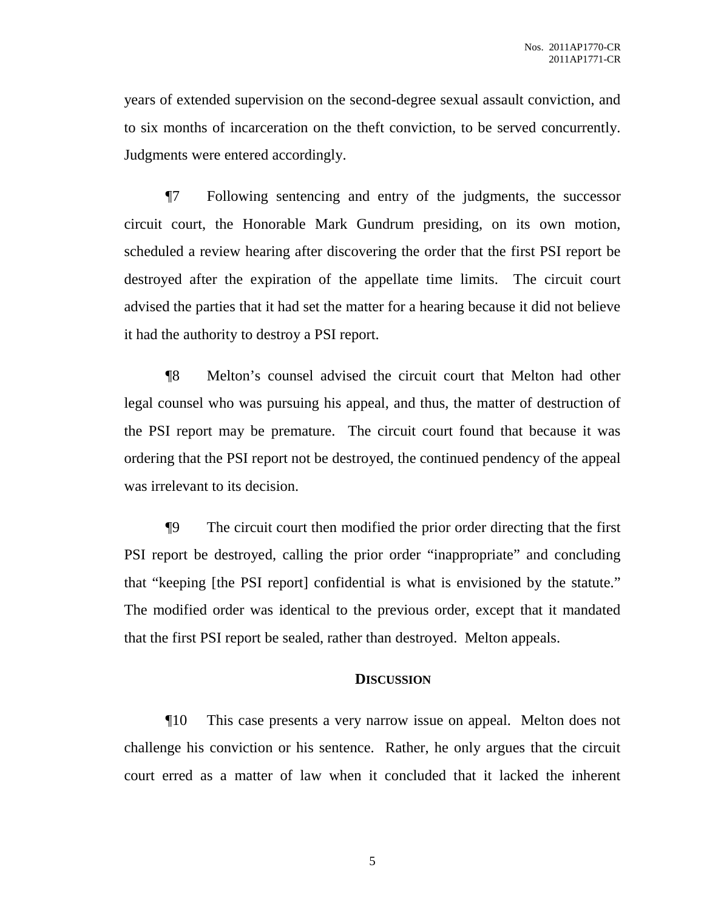years of extended supervision on the second-degree sexual assault conviction, and to six months of incarceration on the theft conviction, to be served concurrently. Judgments were entered accordingly.

¶7 Following sentencing and entry of the judgments, the successor circuit court, the Honorable Mark Gundrum presiding, on its own motion, scheduled a review hearing after discovering the order that the first PSI report be destroyed after the expiration of the appellate time limits. The circuit court advised the parties that it had set the matter for a hearing because it did not believe it had the authority to destroy a PSI report.

¶8 Melton's counsel advised the circuit court that Melton had other legal counsel who was pursuing his appeal, and thus, the matter of destruction of the PSI report may be premature. The circuit court found that because it was ordering that the PSI report not be destroyed, the continued pendency of the appeal was irrelevant to its decision.

¶9 The circuit court then modified the prior order directing that the first PSI report be destroyed, calling the prior order "inappropriate" and concluding that "keeping [the PSI report] confidential is what is envisioned by the statute." The modified order was identical to the previous order, except that it mandated that the first PSI report be sealed, rather than destroyed. Melton appeals.

## DISCUSSION

¶10 This case presents a very narrow issue on appeal. Melton does not challenge his conviction or his sentence. Rather, he only argues that the circuit court erred as a matter of law when it concluded that it lacked the inherent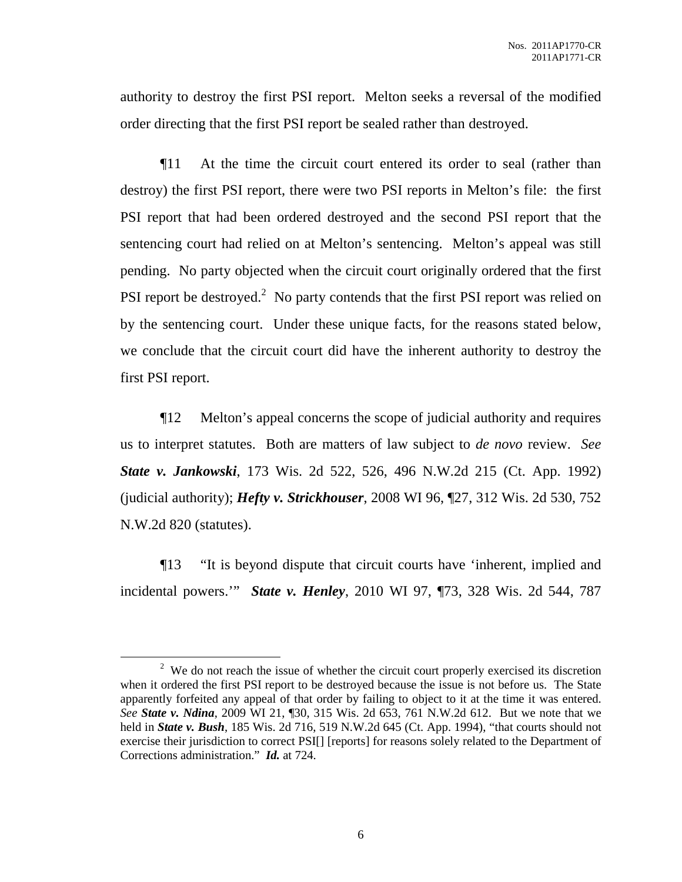authority to destroy the first PSI report. Melton seeks a reversal of the modified order directing that the first PSI report be sealed rather than destroyed.

¶11 At the time the circuit court entered its order to seal (rather than destroy) the first PSI report, there were two PSI reports in Melton's file: the first PSI report that had been ordered destroyed and the second PSI report that the sentencing court had relied on at Melton's sentencing. Melton's appeal was still pending. No party objected when the circuit court originally ordered that the first PSI report be destroyed.[2] No party contends that the first PSI report was relied on by the sentencing court. Under these unique facts, for the reasons stated below, we conclude that the circuit court did have the inherent authority to destroy the first PSI report.

¶12 Melton's appeal concerns the scope of judicial authority and requires us to interpret statutes. Both are matters of law subject to *de novo* review. *See **State v. Jankowski***, 173 Wis. 2d 522, 526, 496 N.W.2d 215 (Ct. App. 1992) (judicial authority); ***Hefty v. Strickhouser***, 2008 WI 96, ¶27, 312 Wis. 2d 530, 752 N.W.2d 820 (statutes).

¶13 "It is beyond dispute that circuit courts have 'inherent, implied and incidental powers.'" ***State v. Henley***, 2010 WI 97, ¶73, 328 Wis. 2d 544, 787

---

[2] We do not reach the issue of whether the circuit court properly exercised its discretion when it ordered the first PSI report to be destroyed because the issue is not before us. The State apparently forfeited any appeal of that order by failing to object to it at the time it was entered. *See **State v. Ndina***, 2009 WI 21, ¶30, 315 Wis. 2d 653, 761 N.W.2d 612. But we note that we held in ***State v. Bush***, 185 Wis. 2d 716, 519 N.W.2d 645 (Ct. App. 1994), "that courts should not exercise their jurisdiction to correct PSI[] [reports] for reasons solely related to the Department of Corrections administration." ***Id.*** at 724.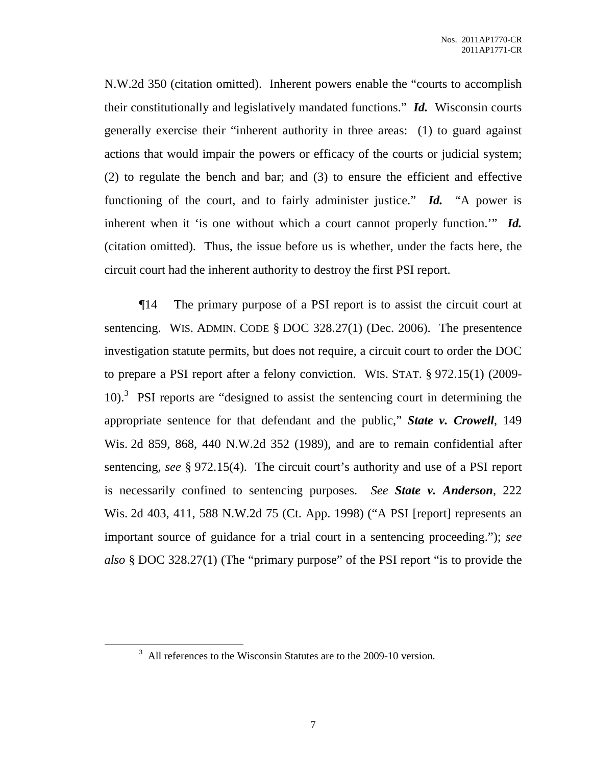N.W.2d 350 (citation omitted). Inherent powers enable the "courts to accomplish their constitutionally and legislatively mandated functions." ***Id.*** Wisconsin courts generally exercise their "inherent authority in three areas: (1) to guard against actions that would impair the powers or efficacy of the courts or judicial system; (2) to regulate the bench and bar; and (3) to ensure the efficient and effective functioning of the court, and to fairly administer justice." ***Id.*** "A power is inherent when it 'is one without which a court cannot properly function.'" ***Id.*** (citation omitted). Thus, the issue before us is whether, under the facts here, the circuit court had the inherent authority to destroy the first PSI report.

¶14 The primary purpose of a PSI report is to assist the circuit court at sentencing. WIS. ADMIN. CODE § DOC 328.27(1) (Dec. 2006). The presentence investigation statute permits, but does not require, a circuit court to order the DOC to prepare a PSI report after a felony conviction. WIS. STAT. § 972.15(1) (2009-10).[3] PSI reports are "designed to assist the sentencing court in determining the appropriate sentence for that defendant and the public," ***State v. Crowell***, 149 Wis. 2d 859, 868, 440 N.W.2d 352 (1989), and are to remain confidential after sentencing, *see* § 972.15(4). The circuit court's authority and use of a PSI report is necessarily confined to sentencing purposes. *See* ***State v. Anderson***, 222 Wis. 2d 403, 411, 588 N.W.2d 75 (Ct. App. 1998) ("A PSI [report] represents an important source of guidance for a trial court in a sentencing proceeding."); *see also* § DOC 328.27(1) (The "primary purpose" of the PSI report "is to provide the

---

[3] All references to the Wisconsin Statutes are to the 2009-10 version.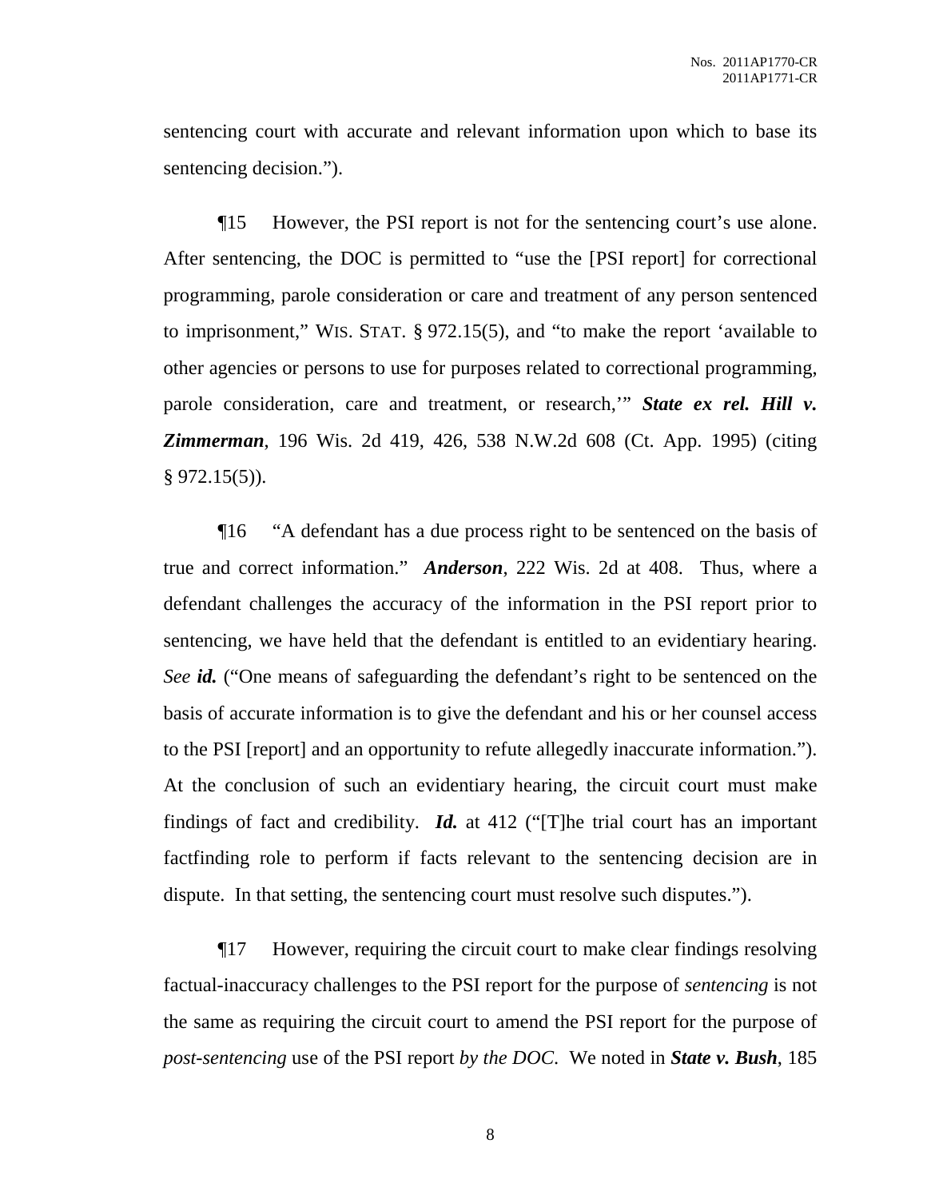sentencing court with accurate and relevant information upon which to base its sentencing decision.").

¶15 However, the PSI report is not for the sentencing court's use alone. After sentencing, the DOC is permitted to "use the [PSI report] for correctional programming, parole consideration or care and treatment of any person sentenced to imprisonment," WIS. STAT. § 972.15(5), and "to make the report 'available to other agencies or persons to use for purposes related to correctional programming, parole consideration, care and treatment, or research,'" ***State ex rel. Hill v. Zimmerman***, 196 Wis. 2d 419, 426, 538 N.W.2d 608 (Ct. App. 1995) (citing § 972.15(5)).

¶16 "A defendant has a due process right to be sentenced on the basis of true and correct information." ***Anderson***, 222 Wis. 2d at 408. Thus, where a defendant challenges the accuracy of the information in the PSI report prior to sentencing, we have held that the defendant is entitled to an evidentiary hearing. *See* ***id.*** ("One means of safeguarding the defendant's right to be sentenced on the basis of accurate information is to give the defendant and his or her counsel access to the PSI [report] and an opportunity to refute allegedly inaccurate information."). At the conclusion of such an evidentiary hearing, the circuit court must make findings of fact and credibility. ***Id.*** at 412 ("[T]he trial court has an important factfinding role to perform if facts relevant to the sentencing decision are in dispute. In that setting, the sentencing court must resolve such disputes.").

¶17 However, requiring the circuit court to make clear findings resolving factual-inaccuracy challenges to the PSI report for the purpose of *sentencing* is not the same as requiring the circuit court to amend the PSI report for the purpose of *post-sentencing* use of the PSI report *by the DOC*. We noted in ***State v. Bush***, 185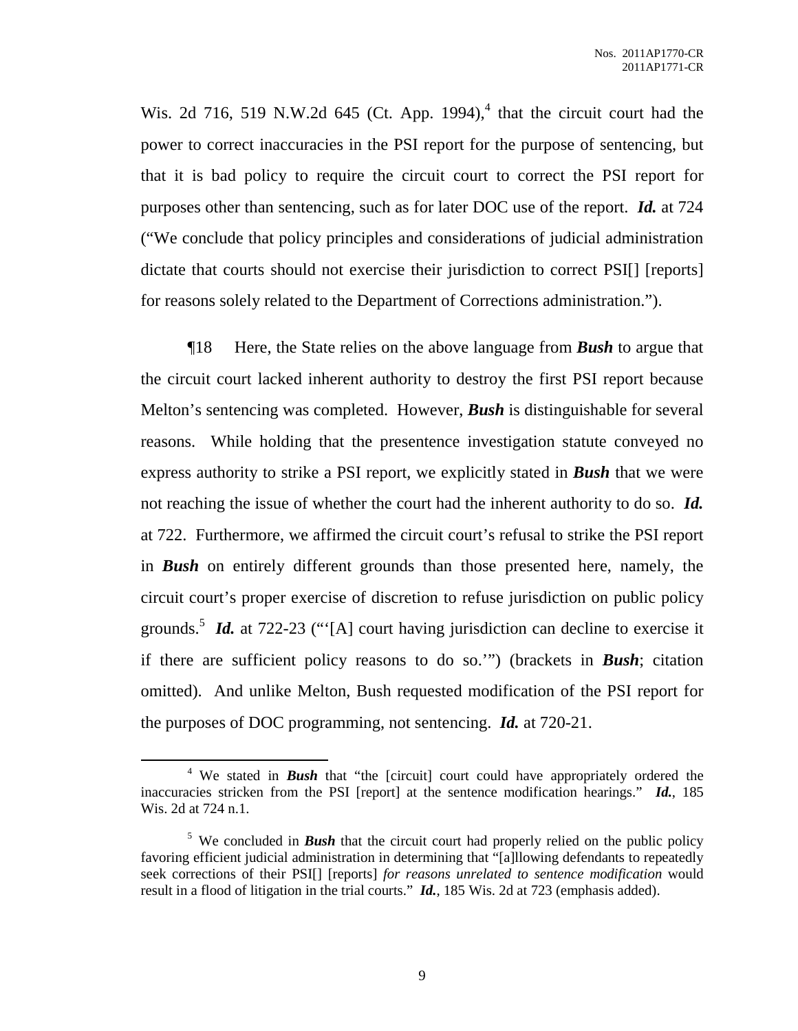Wis. 2d 716, 519 N.W.2d 645 (Ct. App. 1994),[4] that the circuit court had the power to correct inaccuracies in the PSI report for the purpose of sentencing, but that it is bad policy to require the circuit court to correct the PSI report for purposes other than sentencing, such as for later DOC use of the report. ***Id.*** at 724 ("We conclude that policy principles and considerations of judicial administration dictate that courts should not exercise their jurisdiction to correct PSI[] [reports] for reasons solely related to the Department of Corrections administration.").

¶18 Here, the State relies on the above language from ***Bush*** to argue that the circuit court lacked inherent authority to destroy the first PSI report because Melton's sentencing was completed. However, ***Bush*** is distinguishable for several reasons. While holding that the presentence investigation statute conveyed no express authority to strike a PSI report, we explicitly stated in ***Bush*** that we were not reaching the issue of whether the court had the inherent authority to do so. ***Id.*** at 722. Furthermore, we affirmed the circuit court's refusal to strike the PSI report in ***Bush*** on entirely different grounds than those presented here, namely, the circuit court's proper exercise of discretion to refuse jurisdiction on public policy grounds.[5] ***Id.*** at 722-23 ("'[A] court having jurisdiction can decline to exercise it if there are sufficient policy reasons to do so.'") (brackets in ***Bush***; citation omitted). And unlike Melton, Bush requested modification of the PSI report for the purposes of DOC programming, not sentencing. ***Id.*** at 720-21.

---

[4] We stated in ***Bush*** that "the [circuit] court could have appropriately ordered the inaccuracies stricken from the PSI [report] at the sentence modification hearings." ***Id.***, 185 Wis. 2d at 724 n.1.

[5] We concluded in ***Bush*** that the circuit court had properly relied on the public policy favoring efficient judicial administration in determining that "[a]llowing defendants to repeatedly seek corrections of their PSI[] [reports] *for reasons unrelated to sentence modification* would result in a flood of litigation in the trial courts." ***Id.***, 185 Wis. 2d at 723 (emphasis added).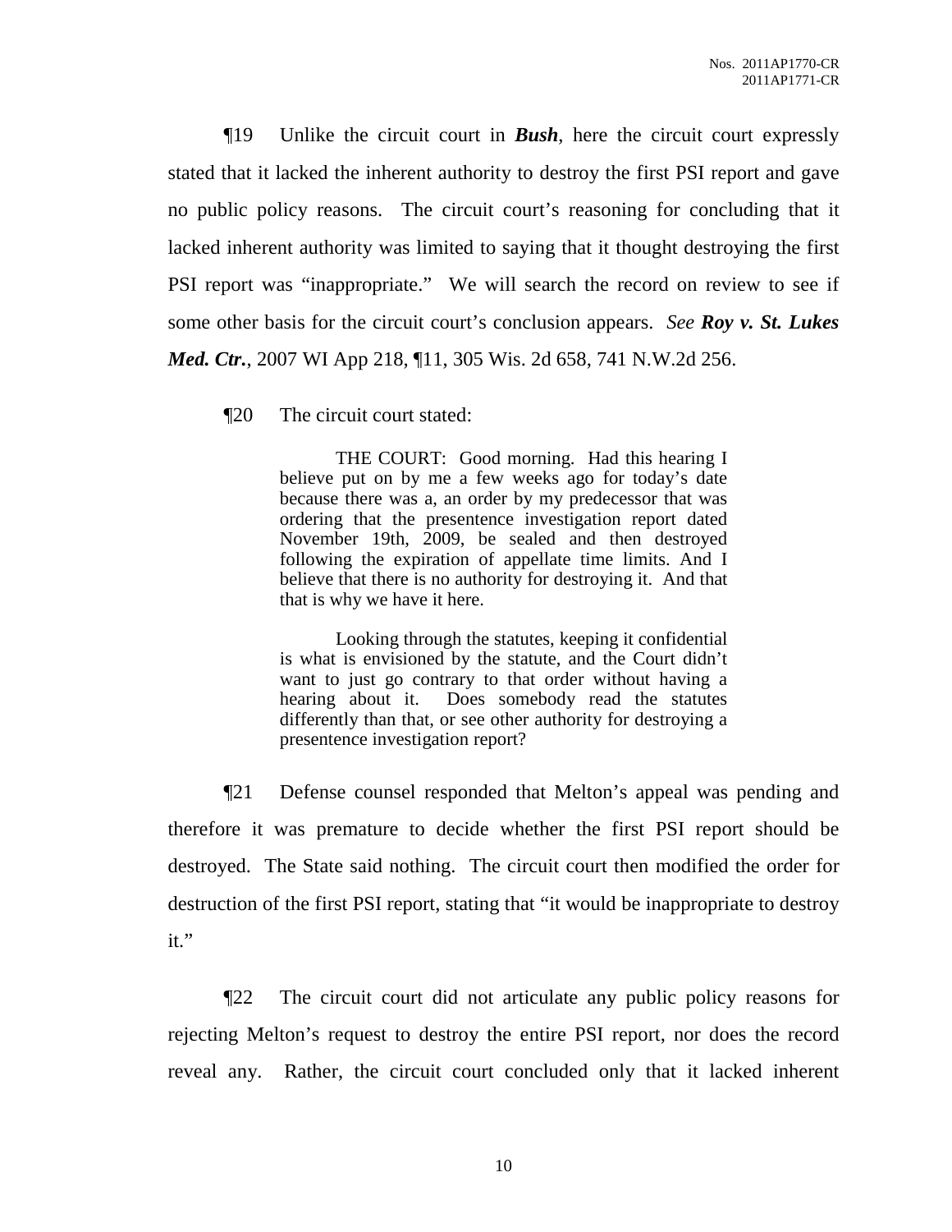¶19 Unlike the circuit court in ***Bush***, here the circuit court expressly stated that it lacked the inherent authority to destroy the first PSI report and gave no public policy reasons. The circuit court's reasoning for concluding that it lacked inherent authority was limited to saying that it thought destroying the first PSI report was "inappropriate." We will search the record on review to see if some other basis for the circuit court's conclusion appears. *See* ***Roy v. St. Lukes Med. Ctr.***, 2007 WI App 218, ¶11, 305 Wis. 2d 658, 741 N.W.2d 256.

¶20 The circuit court stated:

> THE COURT: Good morning. Had this hearing I believe put on by me a few weeks ago for today's date because there was a, an order by my predecessor that was ordering that the presentence investigation report dated November 19th, 2009, be sealed and then destroyed following the expiration of appellate time limits. And I believe that there is no authority for destroying it. And that that is why we have it here.
>
> Looking through the statutes, keeping it confidential is what is envisioned by the statute, and the Court didn't want to just go contrary to that order without having a hearing about it. Does somebody read the statutes differently than that, or see other authority for destroying a presentence investigation report?

¶21 Defense counsel responded that Melton's appeal was pending and therefore it was premature to decide whether the first PSI report should be destroyed. The State said nothing. The circuit court then modified the order for destruction of the first PSI report, stating that "it would be inappropriate to destroy it."

¶22 The circuit court did not articulate any public policy reasons for rejecting Melton's request to destroy the entire PSI report, nor does the record reveal any. Rather, the circuit court concluded only that it lacked inherent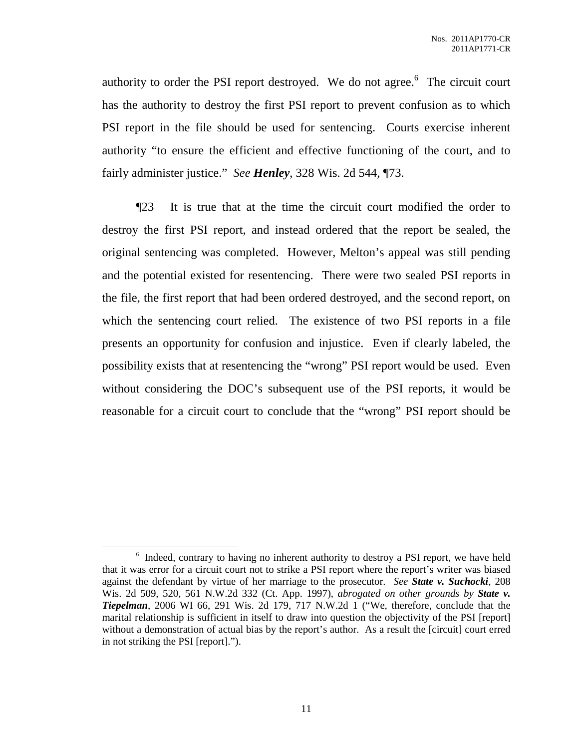authority to order the PSI report destroyed. We do not agree.[6] The circuit court has the authority to destroy the first PSI report to prevent confusion as to which PSI report in the file should be used for sentencing. Courts exercise inherent authority "to ensure the efficient and effective functioning of the court, and to fairly administer justice." *See* ***Henley***, 328 Wis. 2d 544, ¶73.

¶23 It is true that at the time the circuit court modified the order to destroy the first PSI report, and instead ordered that the report be sealed, the original sentencing was completed. However, Melton's appeal was still pending and the potential existed for resentencing. There were two sealed PSI reports in the file, the first report that had been ordered destroyed, and the second report, on which the sentencing court relied. The existence of two PSI reports in a file presents an opportunity for confusion and injustice. Even if clearly labeled, the possibility exists that at resentencing the "wrong" PSI report would be used. Even without considering the DOC's subsequent use of the PSI reports, it would be reasonable for a circuit court to conclude that the "wrong" PSI report should be

---

[6] Indeed, contrary to having no inherent authority to destroy a PSI report, we have held that it was error for a circuit court not to strike a PSI report where the report's writer was biased against the defendant by virtue of her marriage to the prosecutor. *See* ***State v. Suchocki***, 208 Wis. 2d 509, 520, 561 N.W.2d 332 (Ct. App. 1997), *abrogated on other grounds by* ***State v. Tiepelman***, 2006 WI 66, 291 Wis. 2d 179, 717 N.W.2d 1 ("We, therefore, conclude that the marital relationship is sufficient in itself to draw into question the objectivity of the PSI [report] without a demonstration of actual bias by the report's author. As a result the [circuit] court erred in not striking the PSI [report].").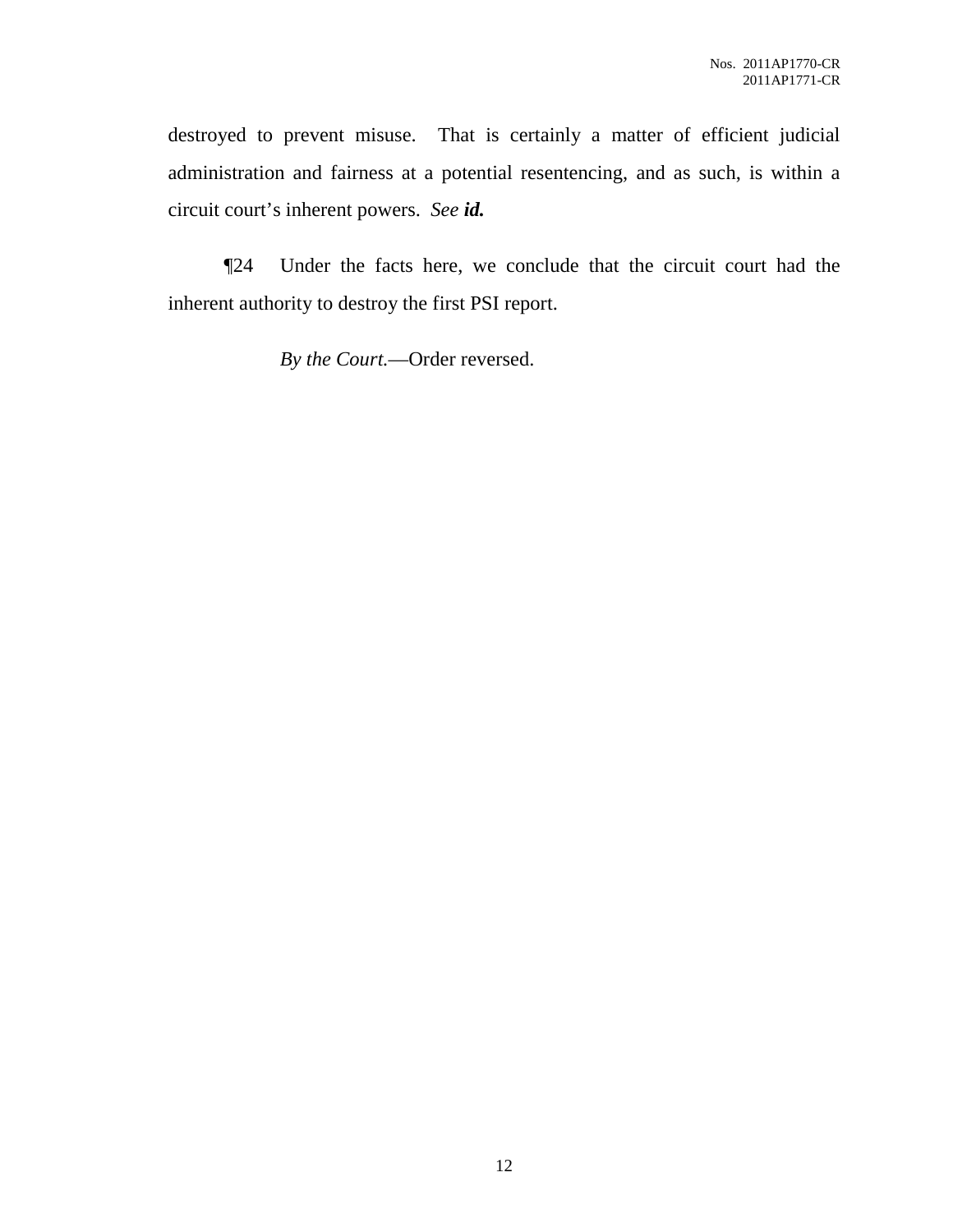destroyed to prevent misuse. That is certainly a matter of efficient judicial administration and fairness at a potential resentencing, and as such, is within a circuit court's inherent powers. *See* ***id.***

¶24 Under the facts here, we conclude that the circuit court had the inherent authority to destroy the first PSI report.

*By the Court.*—Order reversed.